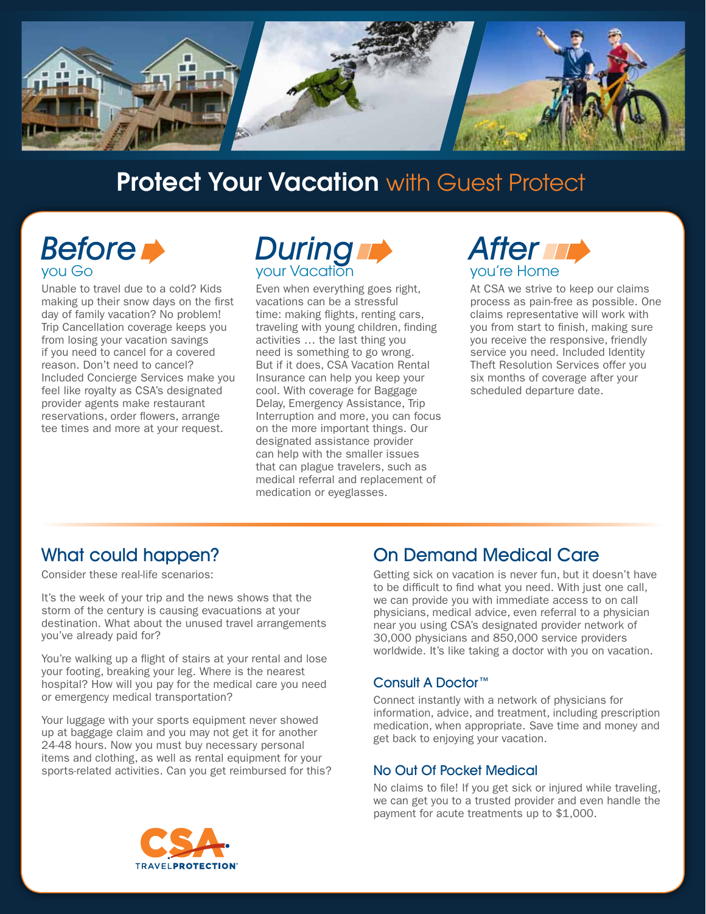# Protect Your Vacation with Guest Protect

## Before you Go

Unable to travel due to a cold? Kids making up their snow days on the first day of family vacation? No problem! Trip Cancellation coverage keeps you from losing your vacation savings if you need to cancel for a covered reason. Don't need to cancel? Included Concierge Services make you feel like royalty as CSA's designated provider agents make restaurant reservations, order flowers, arrange tee times and more at your request.

## During your Vacation

Even when everything goes right, vacations can be a stressful time: making flights, renting cars, traveling with young children, finding activities … the last thing you need is something to go wrong. But if it does, CSA Vacation Rental Insurance can help you keep your cool. With coverage for Baggage Delay, Emergency Assistance, Trip Interruption and more, you can focus on the more important things. Our designated assistance provider can help with the smaller issues that can plague travelers, such as medical referral and replacement of medication or eyeglasses.

## After you're Home

At CSA we strive to keep our claims process as pain-free as possible. One claims representative will work with you from start to finish, making sure you receive the responsive, friendly service you need. Included Identity Theft Resolution Services offer you six months of coverage after your scheduled departure date.

## What could happen?

Consider these real-life scenarios:

It's the week of your trip and the news shows that the storm of the century is causing evacuations at your destination. What about the unused travel arrangements you've already paid for?

You're walking up a flight of stairs at your rental and lose your footing, breaking your leg. Where is the nearest hospital? How will you pay for the medical care you need or emergency medical transportation?

Your luggage with your sports equipment never showed up at baggage claim and you may not get it for another 24-48 hours. Now you must buy necessary personal items and clothing, as well as rental equipment for your sports-related activities. Can you get reimbursed for this?

CSA TRAVELPROTECTION®

## On Demand Medical Care

Getting sick on vacation is never fun, but it doesn't have to be difficult to find what you need. With just one call, we can provide you with immediate access to on call physicians, medical advice, even referral to a physician near you using CSA's designated provider network of 30,000 physicians and 850,000 service providers worldwide. It's like taking a doctor with you on vacation.

### Consult A Doctor™

Connect instantly with a network of physicians for information, advice, and treatment, including prescription medication, when appropriate. Save time and money and get back to enjoying your vacation.

### No Out Of Pocket Medical

No claims to file! If you get sick or injured while traveling, we can get you to a trusted provider and even handle the payment for acute treatments up to $1,000.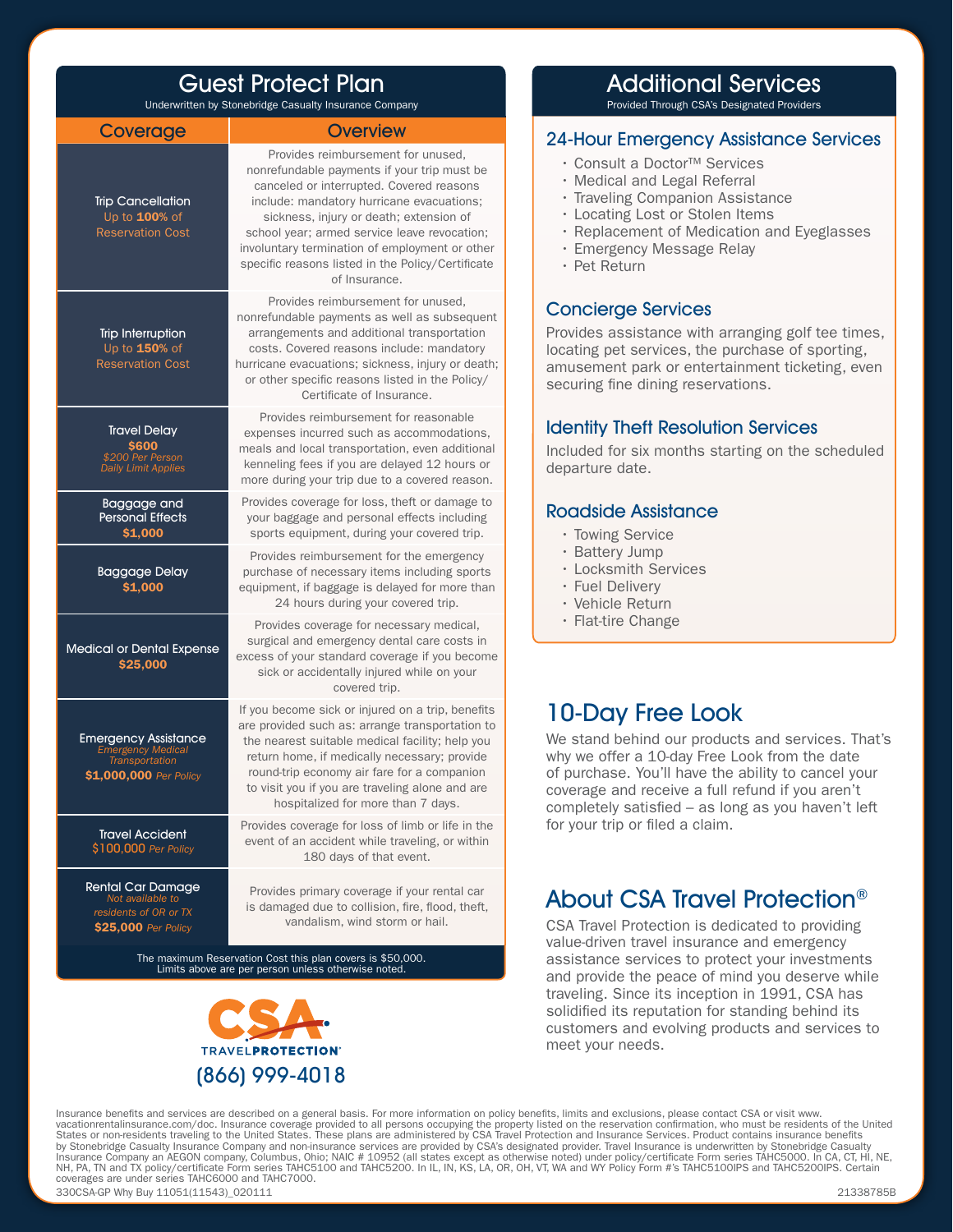# Guest Protect Plan

Underwritten by Stonebridge Casualty Insurance Company

| Coverage | Overview |
| --- | --- |
| Trip Cancellation Up to **100%** of Reservation Cost | Provides reimbursement for unused, nonrefundable payments if your trip must be canceled or interrupted. Covered reasons include: mandatory hurricane evacuations; sickness, injury or death; extension of school year; armed service leave revocation; involuntary termination of employment or other specific reasons listed in the Policy/Certificate of Insurance. |
| Trip Interruption Up to **150%** of Reservation Cost | Provides reimbursement for unused, nonrefundable payments as well as subsequent arrangements and additional transportation costs. Covered reasons include: mandatory hurricane evacuations; sickness, injury or death; or other specific reasons listed in the Policy/ Certificate of Insurance. |
| Travel Delay **$600** *$200 Per Person Daily Limit Applies* | Provides reimbursement for reasonable expenses incurred such as accommodations, meals and local transportation, even additional kenneling fees if you are delayed 12 hours or more during your trip due to a covered reason. |
| Baggage and Personal Effects **$1,000** | Provides coverage for loss, theft or damage to your baggage and personal effects including sports equipment, during your covered trip. |
| Baggage Delay **$1,000** | Provides reimbursement for the emergency purchase of necessary items including sports equipment, if baggage is delayed for more than 24 hours during your covered trip. |
| Medical or Dental Expense **$25,000** | Provides coverage for necessary medical, surgical and emergency dental care costs in excess of your standard coverage if you become sick or accidentally injured while on your covered trip. |
| Emergency Assistance *Emergency Medical Transportation* **$1,000,000** *Per Policy* | If you become sick or injured on a trip, benefits are provided such as: arrange transportation to the nearest suitable medical facility; help you return home, if medically necessary; provide round-trip economy air fare for a companion to visit you if you are traveling alone and are hospitalized for more than 7 days. |
| Travel Accident $100,000 *Per Policy* | Provides coverage for loss of limb or life in the event of an accident while traveling, or within 180 days of that event. |
| Rental Car Damage *Not available to residents of OR or TX* **$25,000** *Per Policy* | Provides primary coverage if your rental car is damaged due to collision, fire, flood, theft, vandalism, wind storm or hail. |

The maximum Reservation Cost this plan covers is $50,000.
Limits above are per person unless otherwise noted.

CSA TRAVELPROTECTION®

(866) 999-4018

# Additional Services

Provided Through CSA's Designated Providers

## 24-Hour Emergency Assistance Services

- Consult a Doctor™ Services
- Medical and Legal Referral
- Traveling Companion Assistance
- Locating Lost or Stolen Items
- Replacement of Medication and Eyeglasses
- Emergency Message Relay
- Pet Return

## Concierge Services

Provides assistance with arranging golf tee times, locating pet services, the purchase of sporting, amusement park or entertainment ticketing, even securing fine dining reservations.

## Identity Theft Resolution Services

Included for six months starting on the scheduled departure date.

## Roadside Assistance

- Towing Service
- Battery Jump
- Locksmith Services
- Fuel Delivery
- Vehicle Return
- Flat-tire Change

# 10-Day Free Look

We stand behind our products and services. That's why we offer a 10-day Free Look from the date of purchase. You'll have the ability to cancel your coverage and receive a full refund if you aren't completely satisfied – as long as you haven't left for your trip or filed a claim.

# About CSA Travel Protection®

CSA Travel Protection is dedicated to providing value-driven travel insurance and emergency assistance services to protect your investments and provide the peace of mind you deserve while traveling. Since its inception in 1991, CSA has solidified its reputation for standing behind its customers and evolving products and services to meet your needs.

Insurance benefits and services are described on a general basis. For more information on policy benefits, limits and exclusions, please contact CSA or visit www.vacationrentalinsurance.com/doc. Insurance coverage provided to all persons occupying the property listed on the reservation confirmation, who must be residents of the United States or non-residents traveling to the United States. These plans are administered by CSA Travel Protection and Insurance Services. Product contains insurance benefits by Stonebridge Casualty Insurance Company and non-insurance services are provided by CSA's designated provider. Travel Insurance is underwritten by Stonebridge Casualty Insurance Company an AEGON company, Columbus, Ohio; NAIC # 10952 (all states except as otherwise noted) under policy/certificate Form series TAHC5000. In CA, CT, HI, NE, NH, PA, TN and TX policy/certificate Form series TAHC5100 and TAHC5200. In IL, IN, KS, LA, OR, OH, VT, WA and WY Policy Form #'s TAHC5100IPS and TAHC5200IPS. Certain coverages are under series TAHC6000 and TAHC7000.

330CSA-GP Why Buy 11051(11543)_020111

21338785B